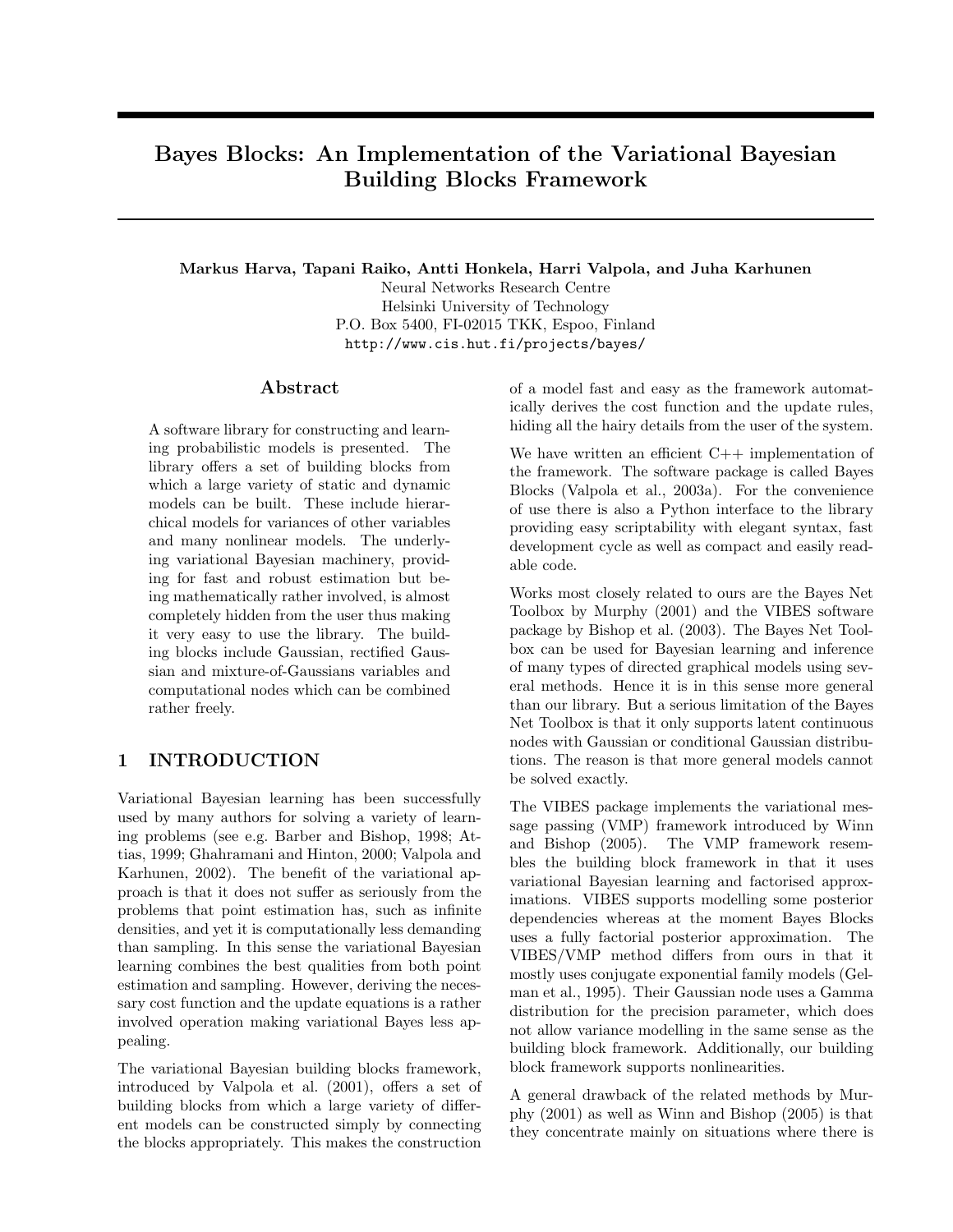# Bayes Blocks: An Implementation of the Variational Bayesian Building Blocks Framework

**Markus Harva, Tapani Raiko, Antti Honkela, Harri Valpola, and Juha Karhunen**

Neural Networks Research Centre
Helsinki University of Technology
P.O. Box 5400, FI-02015 TKK, Espoo, Finland
http://www.cis.hut.fi/projects/bayes/

## Abstract

A software library for constructing and learning probabilistic models is presented. The library offers a set of building blocks from which a large variety of static and dynamic models can be built. These include hierarchical models for variances of other variables and many nonlinear models. The underlying variational Bayesian machinery, providing for fast and robust estimation but being mathematically rather involved, is almost completely hidden from the user thus making it very easy to use the library. The building blocks include Gaussian, rectified Gaussian and mixture-of-Gaussians variables and computational nodes which can be combined rather freely.

## 1 INTRODUCTION

Variational Bayesian learning has been successfully used by many authors for solving a variety of learning problems (see e.g. Barber and Bishop, 1998; Attias, 1999; Ghahramani and Hinton, 2000; Valpola and Karhunen, 2002). The benefit of the variational approach is that it does not suffer as seriously from the problems that point estimation has, such as infinite densities, and yet it is computationally less demanding than sampling. In this sense the variational Bayesian learning combines the best qualities from both point estimation and sampling. However, deriving the necessary cost function and the update equations is a rather involved operation making variational Bayes less appealing.

The variational Bayesian building blocks framework, introduced by Valpola et al. (2001), offers a set of building blocks from which a large variety of different models can be constructed simply by connecting the blocks appropriately. This makes the construction of a model fast and easy as the framework automatically derives the cost function and the update rules, hiding all the hairy details from the user of the system.

We have written an efficient C++ implementation of the framework. The software package is called Bayes Blocks (Valpola et al., 2003a). For the convenience of use there is also a Python interface to the library providing easy scriptability with elegant syntax, fast development cycle as well as compact and easily readable code.

Works most closely related to ours are the Bayes Net Toolbox by Murphy (2001) and the VIBES software package by Bishop et al. (2003). The Bayes Net Toolbox can be used for Bayesian learning and inference of many types of directed graphical models using several methods. Hence it is in this sense more general than our library. But a serious limitation of the Bayes Net Toolbox is that it only supports latent continuous nodes with Gaussian or conditional Gaussian distributions. The reason is that more general models cannot be solved exactly.

The VIBES package implements the variational message passing (VMP) framework introduced by Winn and Bishop (2005). The VMP framework resembles the building block framework in that it uses variational Bayesian learning and factorised approximations. VIBES supports modelling some posterior dependencies whereas at the moment Bayes Blocks uses a fully factorial posterior approximation. The VIBES/VMP method differs from ours in that it mostly uses conjugate exponential family models (Gelman et al., 1995). Their Gaussian node uses a Gamma distribution for the precision parameter, which does not allow variance modelling in the same sense as the building block framework. Additionally, our building block framework supports nonlinearities.

A general drawback of the related methods by Murphy (2001) as well as Winn and Bishop (2005) is that they concentrate mainly on situations where there is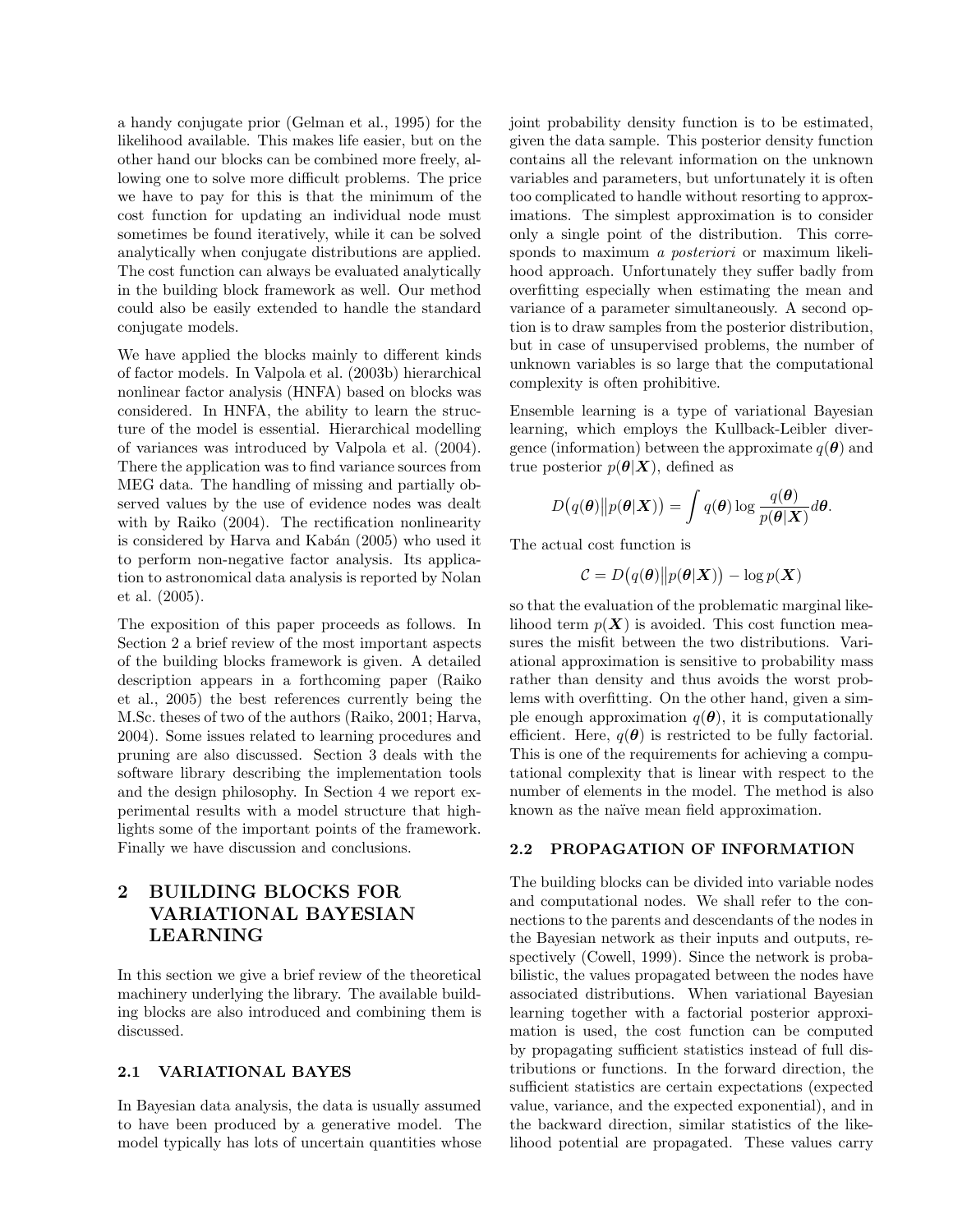a handy conjugate prior (Gelman et al., 1995) for the likelihood available. This makes life easier, but on the other hand our blocks can be combined more freely, allowing one to solve more difficult problems. The price we have to pay for this is that the minimum of the cost function for updating an individual node must sometimes be found iteratively, while it can be solved analytically when conjugate distributions are applied. The cost function can always be evaluated analytically in the building block framework as well. Our method could also be easily extended to handle the standard conjugate models.

We have applied the blocks mainly to different kinds of factor models. In Valpola et al. (2003b) hierarchical nonlinear factor analysis (HNFA) based on blocks was considered. In HNFA, the ability to learn the structure of the model is essential. Hierarchical modelling of variances was introduced by Valpola et al. (2004). There the application was to find variance sources from MEG data. The handling of missing and partially observed values by the use of evidence nodes was dealt with by Raiko (2004). The rectification nonlinearity is considered by Harva and Kabán (2005) who used it to perform non-negative factor analysis. Its application to astronomical data analysis is reported by Nolan et al. (2005).

The exposition of this paper proceeds as follows. In Section 2 a brief review of the most important aspects of the building blocks framework is given. A detailed description appears in a forthcoming paper (Raiko et al., 2005) the best references currently being the M.Sc. theses of two of the authors (Raiko, 2001; Harva, 2004). Some issues related to learning procedures and pruning are also discussed. Section 3 deals with the software library describing the implementation tools and the design philosophy. In Section 4 we report experimental results with a model structure that highlights some of the important points of the framework. Finally we have discussion and conclusions.

## 2 BUILDING BLOCKS FOR VARIATIONAL BAYESIAN LEARNING

In this section we give a brief review of the theoretical machinery underlying the library. The available building blocks are also introduced and combining them is discussed.

### 2.1 VARIATIONAL BAYES

In Bayesian data analysis, the data is usually assumed to have been produced by a generative model. The model typically has lots of uncertain quantities whose joint probability density function is to be estimated, given the data sample. This posterior density function contains all the relevant information on the unknown variables and parameters, but unfortunately it is often too complicated to handle without resorting to approximations. The simplest approximation is to consider only a single point of the distribution. This corresponds to maximum *a posteriori* or maximum likelihood approach. Unfortunately they suffer badly from overfitting especially when estimating the mean and variance of a parameter simultaneously. A second option is to draw samples from the posterior distribution, but in case of unsupervised problems, the number of unknown variables is so large that the computational complexity is often prohibitive.

Ensemble learning is a type of variational Bayesian learning, which employs the Kullback-Leibler divergence (information) between the approximate $q(\boldsymbol{\theta})$ and true posterior $p(\boldsymbol{\theta}|\boldsymbol{X})$, defined as

$$D\big(q(\boldsymbol{\theta})\big\|p(\boldsymbol{\theta}|\boldsymbol{X})\big) = \int q(\boldsymbol{\theta}) \log \frac{q(\boldsymbol{\theta})}{p(\boldsymbol{\theta}|\boldsymbol{X})} d\boldsymbol{\theta}.$$

The actual cost function is

$$\mathcal{C} = D\big(q(\boldsymbol{\theta})\big\|p(\boldsymbol{\theta}|\boldsymbol{X})\big) - \log p(\boldsymbol{X})$$

so that the evaluation of the problematic marginal likelihood term $p(\boldsymbol{X})$ is avoided. This cost function measures the misfit between the two distributions. Variational approximation is sensitive to probability mass rather than density and thus avoids the worst problems with overfitting. On the other hand, given a simple enough approximation $q(\boldsymbol{\theta})$, it is computationally efficient. Here, $q(\boldsymbol{\theta})$ is restricted to be fully factorial. This is one of the requirements for achieving a computational complexity that is linear with respect to the number of elements in the model. The method is also known as the naïve mean field approximation.

### 2.2 PROPAGATION OF INFORMATION

The building blocks can be divided into variable nodes and computational nodes. We shall refer to the connections to the parents and descendants of the nodes in the Bayesian network as their inputs and outputs, respectively (Cowell, 1999). Since the network is probabilistic, the values propagated between the nodes have associated distributions. When variational Bayesian learning together with a factorial posterior approximation is used, the cost function can be computed by propagating sufficient statistics instead of full distributions or functions. In the forward direction, the sufficient statistics are certain expectations (expected value, variance, and the expected exponential), and in the backward direction, similar statistics of the likelihood potential are propagated. These values carry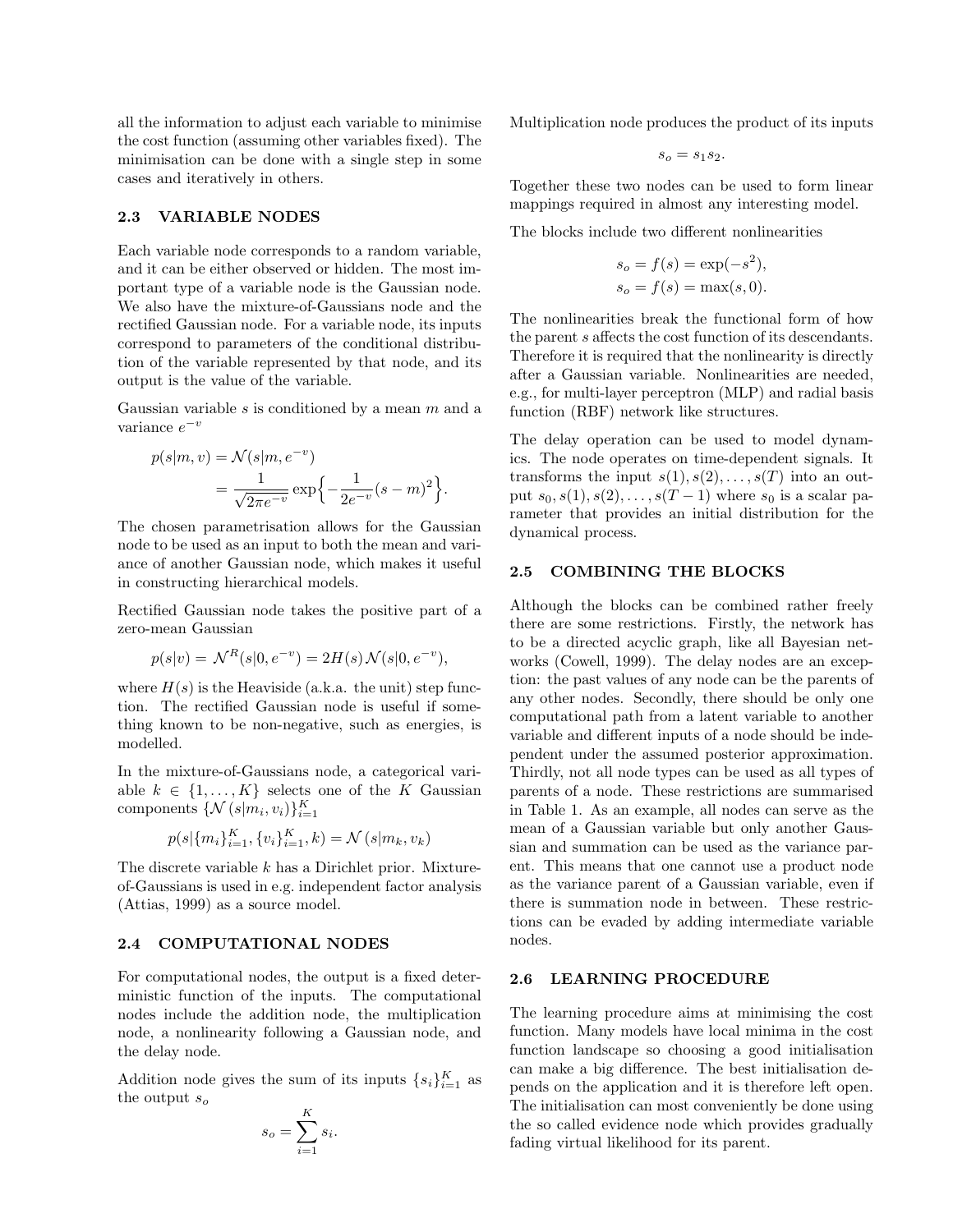all the information to adjust each variable to minimise the cost function (assuming other variables fixed). The minimisation can be done with a single step in some cases and iteratively in others.

### 2.3 VARIABLE NODES

Each variable node corresponds to a random variable, and it can be either observed or hidden. The most important type of a variable node is the Gaussian node. We also have the mixture-of-Gaussians node and the rectified Gaussian node. For a variable node, its inputs correspond to parameters of the conditional distribution of the variable represented by that node, and its output is the value of the variable.

Gaussian variable $s$ is conditioned by a mean $m$ and a variance $e^{-v}$

$$
\begin{aligned}
p(s|m, v) &= \mathcal{N}(s|m, e^{-v}) \\
&= \frac{1}{\sqrt{2\pi e^{-v}}} \exp\Big\{-\frac{1}{2e^{-v}}(s-m)^2\Big\}.
\end{aligned}
$$

The chosen parametrisation allows for the Gaussian node to be used as an input to both the mean and variance of another Gaussian node, which makes it useful in constructing hierarchical models.

Rectified Gaussian node takes the positive part of a zero-mean Gaussian

$$
p(s|v) = \mathcal{N}^R(s|0, e^{-v}) = 2H(s)\mathcal{N}(s|0, e^{-v}),
$$

where $H(s)$ is the Heaviside (a.k.a. the unit) step function. The rectified Gaussian node is useful if something known to be non-negative, such as energies, is modelled.

In the mixture-of-Gaussians node, a categorical variable $k \in \{1, \ldots, K\}$ selects one of the $K$ Gaussian components $\{\mathcal{N}(s|m_i, v_i)\}_{i=1}^K$

$$
p(s|\{m_i\}_{i=1}^K, \{v_i\}_{i=1}^K, k) = \mathcal{N}(s|m_k, v_k)
$$

The discrete variable $k$ has a Dirichlet prior. Mixture-of-Gaussians is used in e.g. independent factor analysis (Attias, 1999) as a source model.

### 2.4 COMPUTATIONAL NODES

For computational nodes, the output is a fixed deterministic function of the inputs. The computational nodes include the addition node, the multiplication node, a nonlinearity following a Gaussian node, and the delay node.

Addition node gives the sum of its inputs $\{s_i\}_{i=1}^K$ as the output $s_o$

$$
s_o = \sum_{i=1}^K s_i.
$$

Multiplication node produces the product of its inputs

$$
s_o = s_1 s_2.
$$

Together these two nodes can be used to form linear mappings required in almost any interesting model.

The blocks include two different nonlinearities

$$
\begin{aligned}
s_o &= f(s) = \exp(-s^2), \\
s_o &= f(s) = \max(s, 0).
\end{aligned}
$$

The nonlinearities break the functional form of how the parent $s$ affects the cost function of its descendants. Therefore it is required that the nonlinearity is directly after a Gaussian variable. Nonlinearities are needed, e.g., for multi-layer perceptron (MLP) and radial basis function (RBF) network like structures.

The delay operation can be used to model dynamics. The node operates on time-dependent signals. It transforms the input $s(1), s(2), \ldots, s(T)$ into an output $s_0, s(1), s(2), \ldots, s(T-1)$ where $s_0$ is a scalar parameter that provides an initial distribution for the dynamical process.

### 2.5 COMBINING THE BLOCKS

Although the blocks can be combined rather freely there are some restrictions. Firstly, the network has to be a directed acyclic graph, like all Bayesian networks (Cowell, 1999). The delay nodes are an exception: the past values of any node can be the parents of any other nodes. Secondly, there should be only one computational path from a latent variable to another variable and different inputs of a node should be independent under the assumed posterior approximation. Thirdly, not all node types can be used as all types of parents of a node. These restrictions are summarised in Table 1. As an example, all nodes can serve as the mean of a Gaussian variable but only another Gaussian and summation can be used as the variance parent. This means that one cannot use a product node as the variance parent of a Gaussian variable, even if there is summation node in between. These restrictions can be evaded by adding intermediate variable nodes.

### 2.6 LEARNING PROCEDURE

The learning procedure aims at minimising the cost function. Many models have local minima in the cost function landscape so choosing a good initialisation can make a big difference. The best initialisation depends on the application and it is therefore left open. The initialisation can most conveniently be done using the so called evidence node which provides gradually fading virtual likelihood for its parent.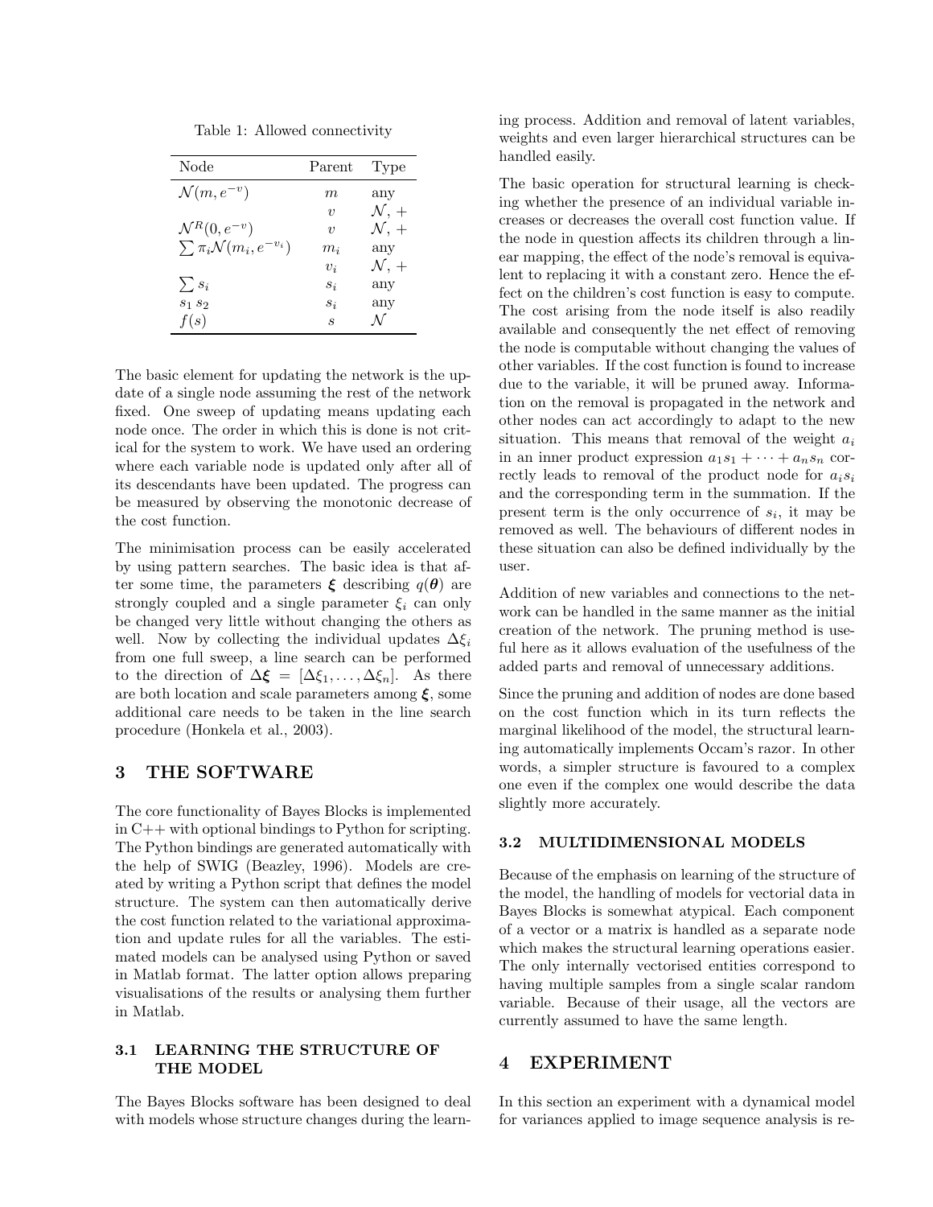Table 1: Allowed connectivity

| Node | Parent | Type |
|---|---|---|
| $\mathcal{N}(m, e^{-v})$ | $m$ | any |
| | $v$ | $\mathcal{N}$, + |
| $\mathcal{N}^R(0, e^{-v})$ | $v$ | $\mathcal{N}$, + |
| $\sum \pi_i \mathcal{N}(m_i, e^{-v_i})$ | $m_i$ | any |
| | $v_i$ | $\mathcal{N}$, + |
| $\sum s_i$ | $s_i$ | any |
| $s_1 \, s_2$ | $s_i$ | any |
| $f(s)$ | $s$ | $\mathcal{N}$ |

The basic element for updating the network is the update of a single node assuming the rest of the network fixed. One sweep of updating means updating each node once. The order in which this is done is not critical for the system to work. We have used an ordering where each variable node is updated only after all of its descendants have been updated. The progress can be measured by observing the monotonic decrease of the cost function.

The minimisation process can be easily accelerated by using pattern searches. The basic idea is that after some time, the parameters $\boldsymbol{\xi}$ describing $q(\boldsymbol{\theta})$ are strongly coupled and a single parameter $\xi_i$ can only be changed very little without changing the others as well. Now by collecting the individual updates $\Delta\xi_i$ from one full sweep, a line search can be performed to the direction of $\Delta\boldsymbol{\xi} = [\Delta\xi_1, \ldots, \Delta\xi_n]$. As there are both location and scale parameters among $\boldsymbol{\xi}$, some additional care needs to be taken in the line search procedure (Honkela et al., 2003).

## 3 THE SOFTWARE

The core functionality of Bayes Blocks is implemented in C++ with optional bindings to Python for scripting. The Python bindings are generated automatically with the help of SWIG (Beazley, 1996). Models are created by writing a Python script that defines the model structure. The system can then automatically derive the cost function related to the variational approximation and update rules for all the variables. The estimated models can be analysed using Python or saved in Matlab format. The latter option allows preparing visualisations of the results or analysing them further in Matlab.

### 3.1 LEARNING THE STRUCTURE OF THE MODEL

The Bayes Blocks software has been designed to deal with models whose structure changes during the learning process. Addition and removal of latent variables, weights and even larger hierarchical structures can be handled easily.

The basic operation for structural learning is checking whether the presence of an individual variable increases or decreases the overall cost function value. If the node in question affects its children through a linear mapping, the effect of the node's removal is equivalent to replacing it with a constant zero. Hence the effect on the children's cost function is easy to compute. The cost arising from the node itself is also readily available and consequently the net effect of removing the node is computable without changing the values of other variables. If the cost function is found to increase due to the variable, it will be pruned away. Information on the removal is propagated in the network and other nodes can act accordingly to adapt to the new situation. This means that removal of the weight $a_i$ in an inner product expression $a_1 s_1 + \cdots + a_n s_n$ correctly leads to removal of the product node for $a_i s_i$ and the corresponding term in the summation. If the present term is the only occurrence of $s_i$, it may be removed as well. The behaviours of different nodes in these situation can also be defined individually by the user.

Addition of new variables and connections to the network can be handled in the same manner as the initial creation of the network. The pruning method is useful here as it allows evaluation of the usefulness of the added parts and removal of unnecessary additions.

Since the pruning and addition of nodes are done based on the cost function which in its turn reflects the marginal likelihood of the model, the structural learning automatically implements Occam's razor. In other words, a simpler structure is favoured to a complex one even if the complex one would describe the data slightly more accurately.

### 3.2 MULTIDIMENSIONAL MODELS

Because of the emphasis on learning of the structure of the model, the handling of models for vectorial data in Bayes Blocks is somewhat atypical. Each component of a vector or a matrix is handled as a separate node which makes the structural learning operations easier. The only internally vectorised entities correspond to having multiple samples from a single scalar random variable. Because of their usage, all the vectors are currently assumed to have the same length.

## 4 EXPERIMENT

In this section an experiment with a dynamical model for variances applied to image sequence analysis is re-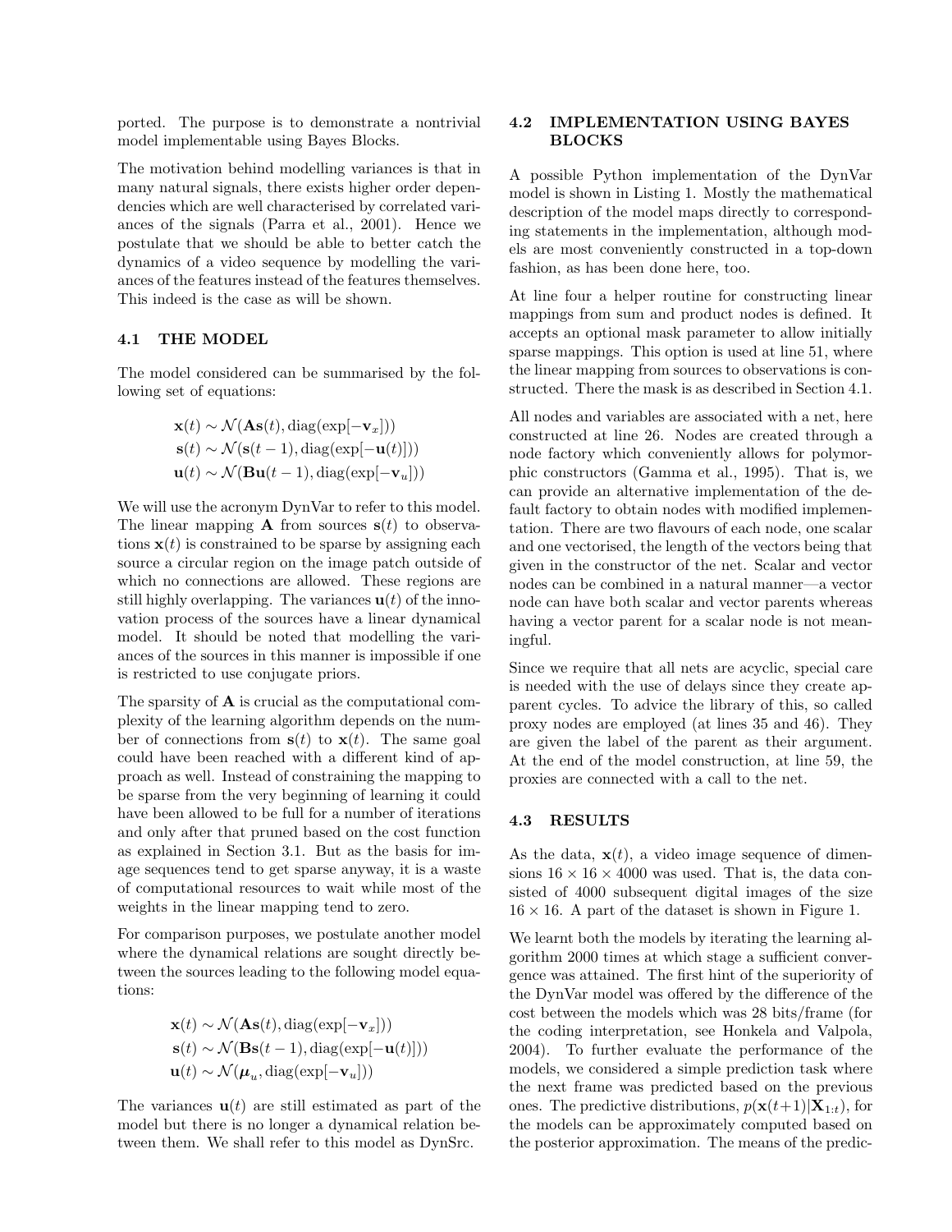ported. The purpose is to demonstrate a nontrivial model implementable using Bayes Blocks.

The motivation behind modelling variances is that in many natural signals, there exists higher order dependencies which are well characterised by correlated variances of the signals (Parra et al., 2001). Hence we postulate that we should be able to better catch the dynamics of a video sequence by modelling the variances of the features instead of the features themselves. This indeed is the case as will be shown.

### 4.1 THE MODEL

The model considered can be summarised by the following set of equations:

$$\mathbf{x}(t) \sim \mathcal{N}(\mathbf{A}\mathbf{s}(t), \mathrm{diag}(\exp[-\mathbf{v}_x]))$$
$$\mathbf{s}(t) \sim \mathcal{N}(\mathbf{s}(t-1), \mathrm{diag}(\exp[-\mathbf{u}(t)]))$$
$$\mathbf{u}(t) \sim \mathcal{N}(\mathbf{B}\mathbf{u}(t-1), \mathrm{diag}(\exp[-\mathbf{v}_u]))$$

We will use the acronym DynVar to refer to this model. The linear mapping $\mathbf{A}$ from sources $\mathbf{s}(t)$ to observations $\mathbf{x}(t)$ is constrained to be sparse by assigning each source a circular region on the image patch outside of which no connections are allowed. These regions are still highly overlapping. The variances $\mathbf{u}(t)$ of the innovation process of the sources have a linear dynamical model. It should be noted that modelling the variances of the sources in this manner is impossible if one is restricted to use conjugate priors.

The sparsity of $\mathbf{A}$ is crucial as the computational complexity of the learning algorithm depends on the number of connections from $\mathbf{s}(t)$ to $\mathbf{x}(t)$. The same goal could have been reached with a different kind of approach as well. Instead of constraining the mapping to be sparse from the very beginning of learning it could have been allowed to be full for a number of iterations and only after that pruned based on the cost function as explained in Section 3.1. But as the basis for image sequences tend to get sparse anyway, it is a waste of computational resources to wait while most of the weights in the linear mapping tend to zero.

For comparison purposes, we postulate another model where the dynamical relations are sought directly between the sources leading to the following model equations:

$$\mathbf{x}(t) \sim \mathcal{N}(\mathbf{A}\mathbf{s}(t), \mathrm{diag}(\exp[-\mathbf{v}_x]))$$
$$\mathbf{s}(t) \sim \mathcal{N}(\mathbf{B}\mathbf{s}(t-1), \mathrm{diag}(\exp[-\mathbf{u}(t)]))$$
$$\mathbf{u}(t) \sim \mathcal{N}(\boldsymbol{\mu}_u, \mathrm{diag}(\exp[-\mathbf{v}_u]))$$

The variances $\mathbf{u}(t)$ are still estimated as part of the model but there is no longer a dynamical relation between them. We shall refer to this model as DynSrc.

### 4.2 IMPLEMENTATION USING BAYES BLOCKS

A possible Python implementation of the DynVar model is shown in Listing 1. Mostly the mathematical description of the model maps directly to corresponding statements in the implementation, although models are most conveniently constructed in a top-down fashion, as has been done here, too.

At line four a helper routine for constructing linear mappings from sum and product nodes is defined. It accepts an optional mask parameter to allow initially sparse mappings. This option is used at line 51, where the linear mapping from sources to observations is constructed. There the mask is as described in Section 4.1.

All nodes and variables are associated with a net, here constructed at line 26. Nodes are created through a node factory which conveniently allows for polymorphic constructors (Gamma et al., 1995). That is, we can provide an alternative implementation of the default factory to obtain nodes with modified implementation. There are two flavours of each node, one scalar and one vectorised, the length of the vectors being that given in the constructor of the net. Scalar and vector nodes can be combined in a natural manner—a vector node can have both scalar and vector parents whereas having a vector parent for a scalar node is not meaningful.

Since we require that all nets are acyclic, special care is needed with the use of delays since they create apparent cycles. To advice the library of this, so called proxy nodes are employed (at lines 35 and 46). They are given the label of the parent as their argument. At the end of the model construction, at line 59, the proxies are connected with a call to the net.

### 4.3 RESULTS

As the data, $\mathbf{x}(t)$, a video image sequence of dimensions $16 \times 16 \times 4000$ was used. That is, the data consisted of 4000 subsequent digital images of the size $16 \times 16$. A part of the dataset is shown in Figure 1.

We learnt both the models by iterating the learning algorithm 2000 times at which stage a sufficient convergence was attained. The first hint of the superiority of the DynVar model was offered by the difference of the cost between the models which was 28 bits/frame (for the coding interpretation, see Honkela and Valpola, 2004). To further evaluate the performance of the models, we considered a simple prediction task where the next frame was predicted based on the previous ones. The predictive distributions, $p(\mathbf{x}(t+1)|\mathbf{X}_{1:t})$, for the models can be approximately computed based on the posterior approximation. The means of the predic-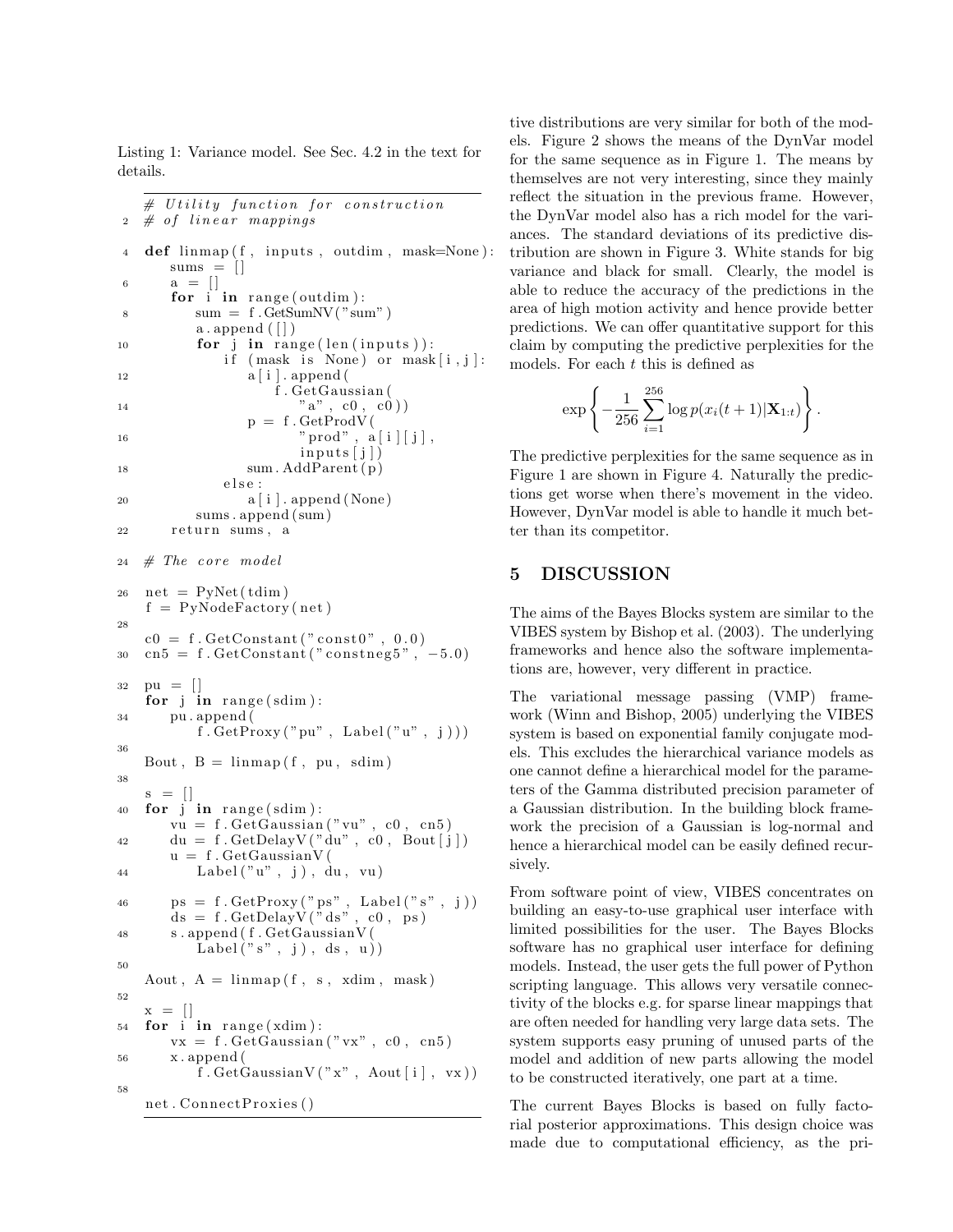Listing 1: Variance model. See Sec. 4.2 in the text for details.

```
# Utility function for construction
# of linear mappings

def linmap(f, inputs, outdim, mask=None):
    sums = []
    a = []
    for i in range(outdim):
        sum = f.GetSumNV("sum")
        a.append([])
        for j in range(len(inputs)):
            if (mask is None) or mask[i,j]:
                a[i].append(
                    f.GetGaussian(
                        "a", c0, c0))
                p = f.GetProdV(
                        "prod", a[i][j],
                        inputs[j])
                sum.AddParent(p)
            else:
                a[i].append(None)
        sums.append(sum)
    return sums, a

# The core model

net = PyNet(tdim)
f = PyNodeFactory(net)

c0 = f.GetConstant("const0", 0.0)
cn5 = f.GetConstant("constneg5", -5.0)

pu = []
for j in range(sdim):
    pu.append(
        f.GetProxy("pu", Label("u", j)))

Bout, B = linmap(f, pu, sdim)

s = []
for j in range(sdim):
    vu = f.GetGaussian("vu", c0, cn5)
    du = f.GetDelayV("du", c0, Bout[j])
    u = f.GetGaussianV(
        Label("u", j), du, vu)

    ps = f.GetProxy("ps", Label("s", j))
    ds = f.GetDelayV("ds", c0, ps)
    s.append(f.GetGaussianV(
        Label("s", j), ds, u))

Aout, A = linmap(f, s, xdim, mask)

x = []
for i in range(xdim):
    vx = f.GetGaussian("vx", c0, cn5)
    x.append(
        f.GetGaussianV("x", Aout[i], vx))

net.ConnectProxies()
```

tive distributions are very similar for both of the models. Figure 2 shows the means of the DynVar model for the same sequence as in Figure 1. The means by themselves are not very interesting, since they mainly reflect the situation in the previous frame. However, the DynVar model also has a rich model for the variances. The standard deviations of its predictive distribution are shown in Figure 3. White stands for big variance and black for small. Clearly, the model is able to reduce the accuracy of the predictions in the area of high motion activity and hence provide better predictions. We can offer quantitative support for this claim by computing the predictive perplexities for the models. For each $t$ this is defined as

$$\exp\left\{-\frac{1}{256}\sum_{i=1}^{256}\log p(x_i(t+1)|\mathbf{X}_{1:t})\right\}.$$

The predictive perplexities for the same sequence as in Figure 1 are shown in Figure 4. Naturally the predictions get worse when there's movement in the video. However, DynVar model is able to handle it much better than its competitor.

## 5 DISCUSSION

The aims of the Bayes Blocks system are similar to the VIBES system by Bishop et al. (2003). The underlying frameworks and hence also the software implementations are, however, very different in practice.

The variational message passing (VMP) framework (Winn and Bishop, 2005) underlying the VIBES system is based on exponential family conjugate models. This excludes the hierarchical variance models as one cannot define a hierarchical model for the parameters of the Gamma distributed precision parameter of a Gaussian distribution. In the building block framework the precision of a Gaussian is log-normal and hence a hierarchical model can be easily defined recursively.

From software point of view, VIBES concentrates on building an easy-to-use graphical user interface with limited possibilities for the user. The Bayes Blocks software has no graphical user interface for defining models. Instead, the user gets the full power of Python scripting language. This allows very versatile connectivity of the blocks e.g. for sparse linear mappings that are often needed for handling very large data sets. The system supports easy pruning of unused parts of the model and addition of new parts allowing the model to be constructed iteratively, one part at a time.

The current Bayes Blocks is based on fully factorial posterior approximations. This design choice was made due to computational efficiency, as the pri-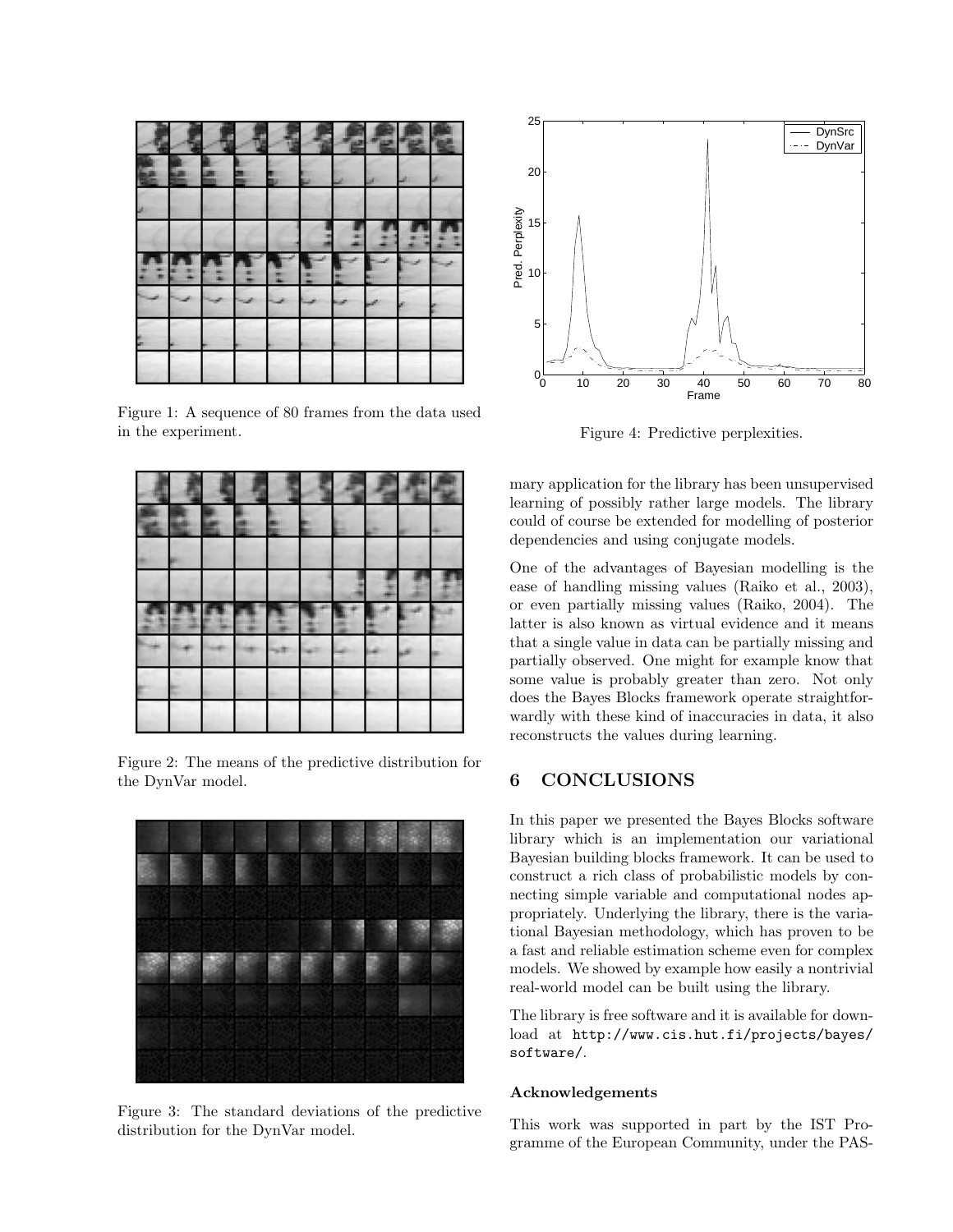Figure 1: A sequence of 80 frames from the data used in the experiment.

Figure 2: The means of the predictive distribution for the DynVar model.

Figure 3: The standard deviations of the predictive distribution for the DynVar model.

Figure 4: Predictive perplexities.

mary application for the library has been unsupervised learning of possibly rather large models. The library could of course be extended for modelling of posterior dependencies and using conjugate models.

One of the advantages of Bayesian modelling is the ease of handling missing values (Raiko et al., 2003), or even partially missing values (Raiko, 2004). The latter is also known as virtual evidence and it means that a single value in data can be partially missing and partially observed. One might for example know that some value is probably greater than zero. Not only does the Bayes Blocks framework operate straightforwardly with these kind of inaccuracies in data, it also reconstructs the values during learning.

## 6 CONCLUSIONS

In this paper we presented the Bayes Blocks software library which is an implementation our variational Bayesian building blocks framework. It can be used to construct a rich class of probabilistic models by connecting simple variable and computational nodes appropriately. Underlying the library, there is the variational Bayesian methodology, which has proven to be a fast and reliable estimation scheme even for complex models. We showed by example how easily a nontrivial real-world model can be built using the library.

The library is free software and it is available for download at `http://www.cis.hut.fi/projects/bayes/software/`.

### Acknowledgements

This work was supported in part by the IST Programme of the European Community, under the PAS-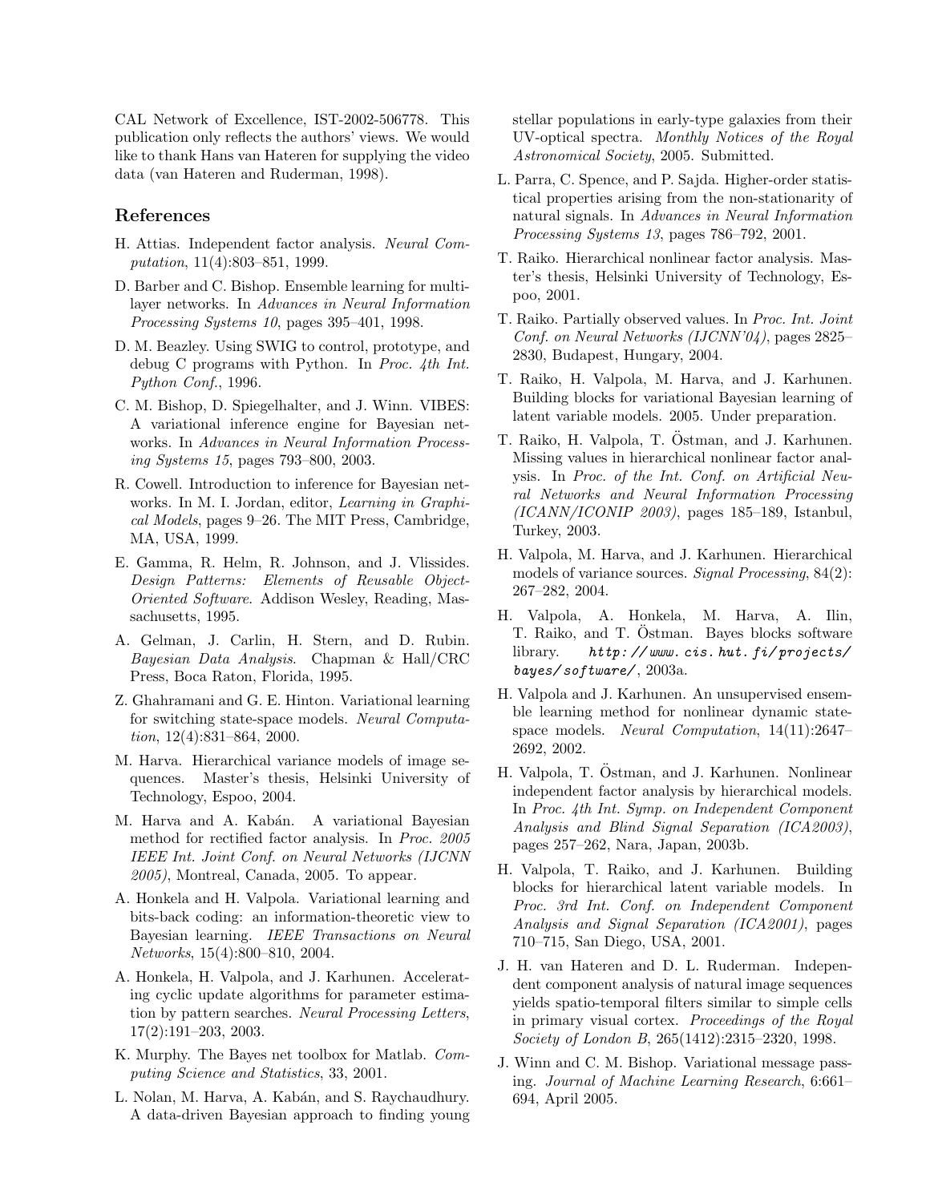CAL Network of Excellence, IST-2002-506778. This publication only reflects the authors' views. We would like to thank Hans van Hateren for supplying the video data (van Hateren and Ruderman, 1998).

## References

H. Attias. Independent factor analysis. *Neural Computation*, 11(4):803–851, 1999.

D. Barber and C. Bishop. Ensemble learning for multilayer networks. In *Advances in Neural Information Processing Systems 10*, pages 395–401, 1998.

D. M. Beazley. Using SWIG to control, prototype, and debug C programs with Python. In *Proc. 4th Int. Python Conf.*, 1996.

C. M. Bishop, D. Spiegelhalter, and J. Winn. VIBES: A variational inference engine for Bayesian networks. In *Advances in Neural Information Processing Systems 15*, pages 793–800, 2003.

R. Cowell. Introduction to inference for Bayesian networks. In M. I. Jordan, editor, *Learning in Graphical Models*, pages 9–26. The MIT Press, Cambridge, MA, USA, 1999.

E. Gamma, R. Helm, R. Johnson, and J. Vlissides. *Design Patterns: Elements of Reusable Object-Oriented Software*. Addison Wesley, Reading, Massachusetts, 1995.

A. Gelman, J. Carlin, H. Stern, and D. Rubin. *Bayesian Data Analysis*. Chapman & Hall/CRC Press, Boca Raton, Florida, 1995.

Z. Ghahramani and G. E. Hinton. Variational learning for switching state-space models. *Neural Computation*, 12(4):831–864, 2000.

M. Harva. Hierarchical variance models of image sequences. Master's thesis, Helsinki University of Technology, Espoo, 2004.

M. Harva and A. Kabán. A variational Bayesian method for rectified factor analysis. In *Proc. 2005 IEEE Int. Joint Conf. on Neural Networks (IJCNN 2005)*, Montreal, Canada, 2005. To appear.

A. Honkela and H. Valpola. Variational learning and bits-back coding: an information-theoretic view to Bayesian learning. *IEEE Transactions on Neural Networks*, 15(4):800–810, 2004.

A. Honkela, H. Valpola, and J. Karhunen. Accelerating cyclic update algorithms for parameter estimation by pattern searches. *Neural Processing Letters*, 17(2):191–203, 2003.

K. Murphy. The Bayes net toolbox for Matlab. *Computing Science and Statistics*, 33, 2001.

L. Nolan, M. Harva, A. Kabán, and S. Raychaudhury. A data-driven Bayesian approach to finding young stellar populations in early-type galaxies from their UV-optical spectra. *Monthly Notices of the Royal Astronomical Society*, 2005. Submitted.

L. Parra, C. Spence, and P. Sajda. Higher-order statistical properties arising from the non-stationarity of natural signals. In *Advances in Neural Information Processing Systems 13*, pages 786–792, 2001.

T. Raiko. Hierarchical nonlinear factor analysis. Master's thesis, Helsinki University of Technology, Espoo, 2001.

T. Raiko. Partially observed values. In *Proc. Int. Joint Conf. on Neural Networks (IJCNN'04)*, pages 2825–2830, Budapest, Hungary, 2004.

T. Raiko, H. Valpola, M. Harva, and J. Karhunen. Building blocks for variational Bayesian learning of latent variable models. 2005. Under preparation.

T. Raiko, H. Valpola, T. Östman, and J. Karhunen. Missing values in hierarchical nonlinear factor analysis. In *Proc. of the Int. Conf. on Artificial Neural Networks and Neural Information Processing (ICANN/ICONIP 2003)*, pages 185–189, Istanbul, Turkey, 2003.

H. Valpola, M. Harva, and J. Karhunen. Hierarchical models of variance sources. *Signal Processing*, 84(2): 267–282, 2004.

H. Valpola, A. Honkela, M. Harva, A. Ilin, T. Raiko, and T. Östman. Bayes blocks software library. *http://www.cis.hut.fi/projects/bayes/software/*, 2003a.

H. Valpola and J. Karhunen. An unsupervised ensemble learning method for nonlinear dynamic state-space models. *Neural Computation*, 14(11):2647–2692, 2002.

H. Valpola, T. Östman, and J. Karhunen. Nonlinear independent factor analysis by hierarchical models. In *Proc. 4th Int. Symp. on Independent Component Analysis and Blind Signal Separation (ICA2003)*, pages 257–262, Nara, Japan, 2003b.

H. Valpola, T. Raiko, and J. Karhunen. Building blocks for hierarchical latent variable models. In *Proc. 3rd Int. Conf. on Independent Component Analysis and Signal Separation (ICA2001)*, pages 710–715, San Diego, USA, 2001.

J. H. van Hateren and D. L. Ruderman. Independent component analysis of natural image sequences yields spatio-temporal filters similar to simple cells in primary visual cortex. *Proceedings of the Royal Society of London B*, 265(1412):2315–2320, 1998.

J. Winn and C. M. Bishop. Variational message passing. *Journal of Machine Learning Research*, 6:661–694, April 2005.